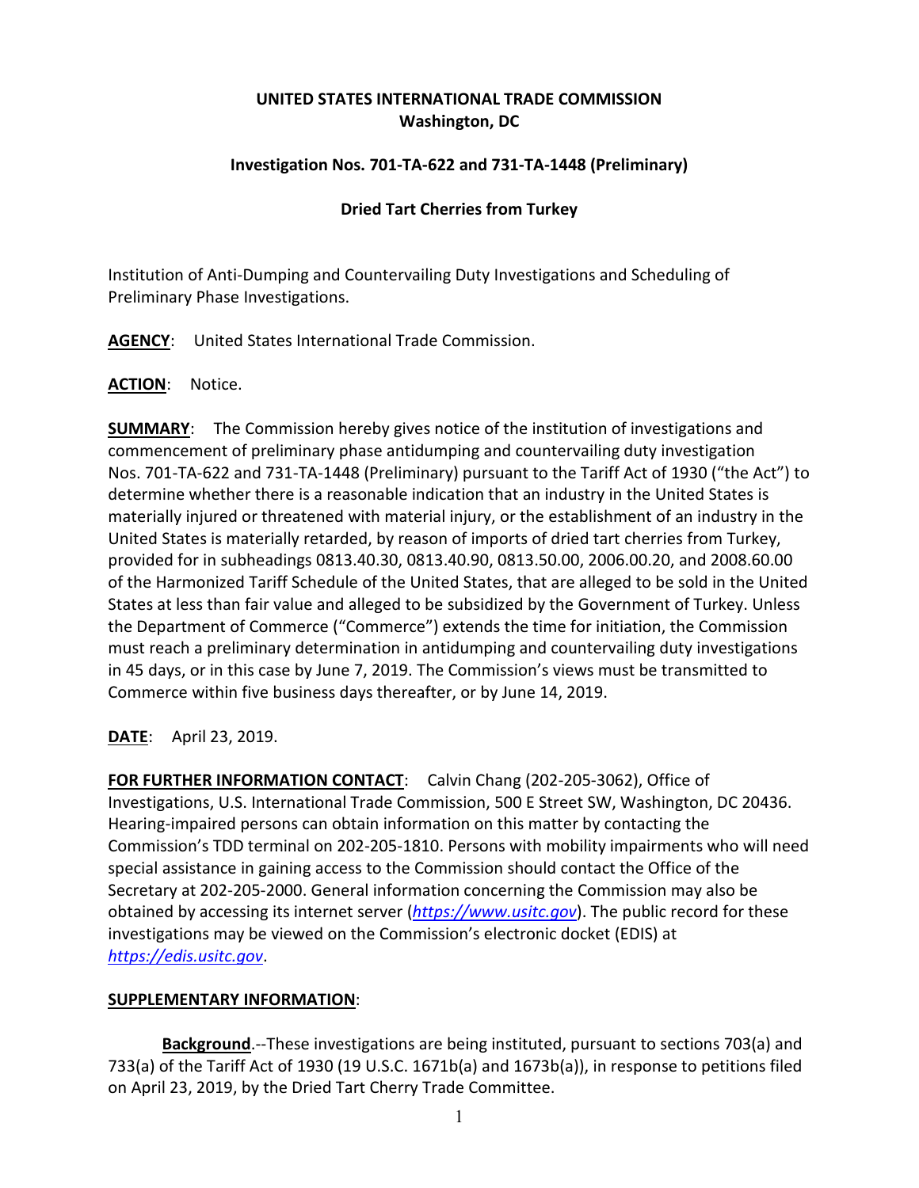**UNITED STATES INTERNATIONAL TRADE COMMISSION**
**Washington, DC**

**Investigation Nos. 701-TA-622 and 731-TA-1448 (Preliminary)**

**Dried Tart Cherries from Turkey**

Institution of Anti-Dumping and Countervailing Duty Investigations and Scheduling of Preliminary Phase Investigations.

**AGENCY**: United States International Trade Commission.

**ACTION**: Notice.

**SUMMARY**: The Commission hereby gives notice of the institution of investigations and commencement of preliminary phase antidumping and countervailing duty investigation Nos. 701-TA-622 and 731-TA-1448 (Preliminary) pursuant to the Tariff Act of 1930 ("the Act") to determine whether there is a reasonable indication that an industry in the United States is materially injured or threatened with material injury, or the establishment of an industry in the United States is materially retarded, by reason of imports of dried tart cherries from Turkey, provided for in subheadings 0813.40.30, 0813.40.90, 0813.50.00, 2006.00.20, and 2008.60.00 of the Harmonized Tariff Schedule of the United States, that are alleged to be sold in the United States at less than fair value and alleged to be subsidized by the Government of Turkey. Unless the Department of Commerce ("Commerce") extends the time for initiation, the Commission must reach a preliminary determination in antidumping and countervailing duty investigations in 45 days, or in this case by June 7, 2019. The Commission's views must be transmitted to Commerce within five business days thereafter, or by June 14, 2019.

**DATE**: April 23, 2019.

**FOR FURTHER INFORMATION CONTACT**: Calvin Chang (202-205-3062), Office of Investigations, U.S. International Trade Commission, 500 E Street SW, Washington, DC 20436. Hearing-impaired persons can obtain information on this matter by contacting the Commission's TDD terminal on 202-205-1810. Persons with mobility impairments who will need special assistance in gaining access to the Commission should contact the Office of the Secretary at 202-205-2000. General information concerning the Commission may also be obtained by accessing its internet server (*https://www.usitc.gov*). The public record for these investigations may be viewed on the Commission's electronic docket (EDIS) at *https://edis.usitc.gov*.

**SUPPLEMENTARY INFORMATION**:

**Background**.--These investigations are being instituted, pursuant to sections 703(a) and 733(a) of the Tariff Act of 1930 (19 U.S.C. 1671b(a) and 1673b(a)), in response to petitions filed on April 23, 2019, by the Dried Tart Cherry Trade Committee.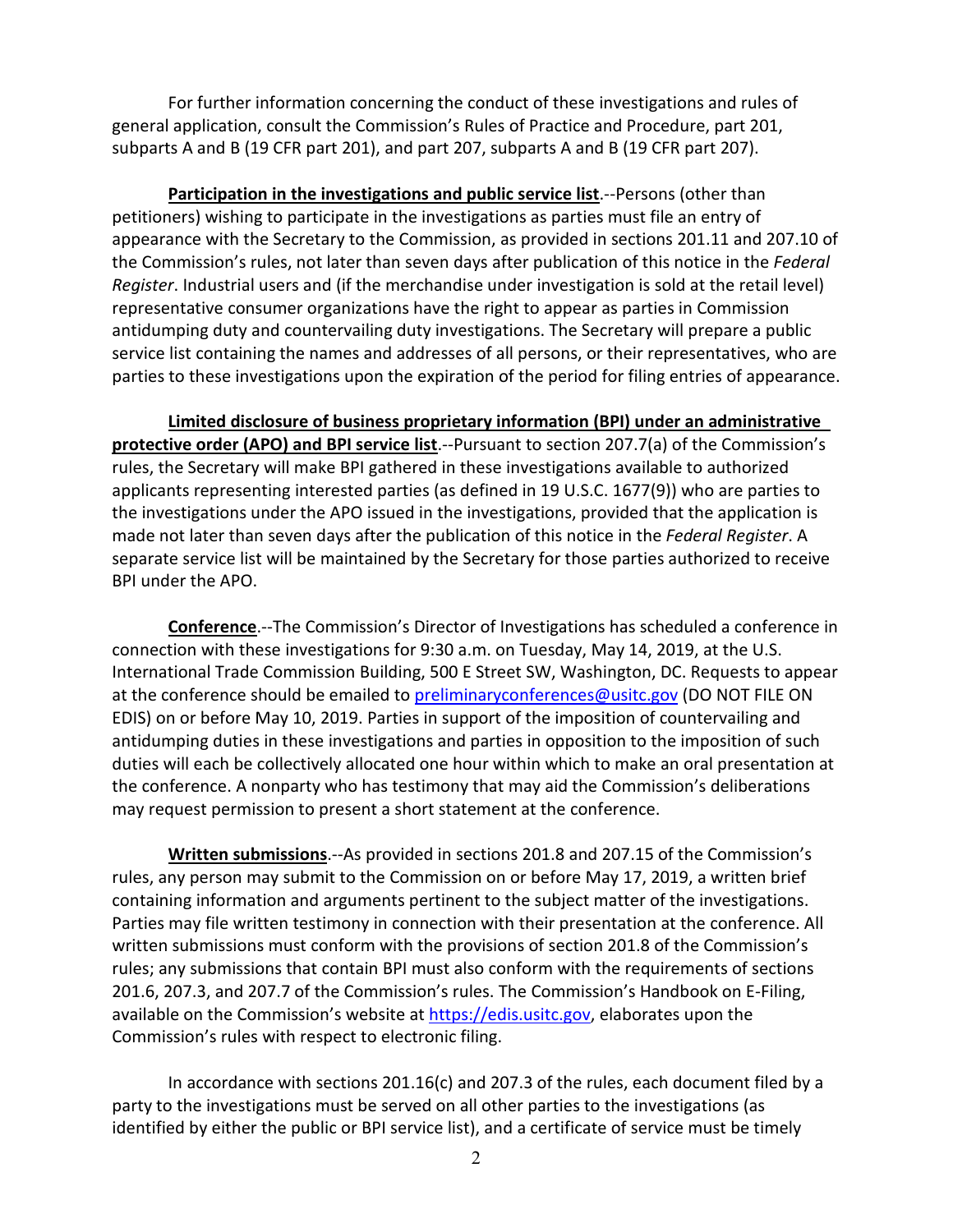For further information concerning the conduct of these investigations and rules of general application, consult the Commission's Rules of Practice and Procedure, part 201, subparts A and B (19 CFR part 201), and part 207, subparts A and B (19 CFR part 207).

**Participation in the investigations and public service list**.--Persons (other than petitioners) wishing to participate in the investigations as parties must file an entry of appearance with the Secretary to the Commission, as provided in sections 201.11 and 207.10 of the Commission's rules, not later than seven days after publication of this notice in the *Federal Register*. Industrial users and (if the merchandise under investigation is sold at the retail level) representative consumer organizations have the right to appear as parties in Commission antidumping duty and countervailing duty investigations. The Secretary will prepare a public service list containing the names and addresses of all persons, or their representatives, who are parties to these investigations upon the expiration of the period for filing entries of appearance.

**Limited disclosure of business proprietary information (BPI) under an administrative protective order (APO) and BPI service list**.--Pursuant to section 207.7(a) of the Commission's rules, the Secretary will make BPI gathered in these investigations available to authorized applicants representing interested parties (as defined in 19 U.S.C. 1677(9)) who are parties to the investigations under the APO issued in the investigations, provided that the application is made not later than seven days after the publication of this notice in the *Federal Register*. A separate service list will be maintained by the Secretary for those parties authorized to receive BPI under the APO.

**Conference**.--The Commission's Director of Investigations has scheduled a conference in connection with these investigations for 9:30 a.m. on Tuesday, May 14, 2019, at the U.S. International Trade Commission Building, 500 E Street SW, Washington, DC. Requests to appear at the conference should be emailed to preliminaryconferences@usitc.gov (DO NOT FILE ON EDIS) on or before May 10, 2019. Parties in support of the imposition of countervailing and antidumping duties in these investigations and parties in opposition to the imposition of such duties will each be collectively allocated one hour within which to make an oral presentation at the conference. A nonparty who has testimony that may aid the Commission's deliberations may request permission to present a short statement at the conference.

**Written submissions**.--As provided in sections 201.8 and 207.15 of the Commission's rules, any person may submit to the Commission on or before May 17, 2019, a written brief containing information and arguments pertinent to the subject matter of the investigations. Parties may file written testimony in connection with their presentation at the conference. All written submissions must conform with the provisions of section 201.8 of the Commission's rules; any submissions that contain BPI must also conform with the requirements of sections 201.6, 207.3, and 207.7 of the Commission's rules. The Commission's Handbook on E-Filing, available on the Commission's website at https://edis.usitc.gov, elaborates upon the Commission's rules with respect to electronic filing.

In accordance with sections 201.16(c) and 207.3 of the rules, each document filed by a party to the investigations must be served on all other parties to the investigations (as identified by either the public or BPI service list), and a certificate of service must be timely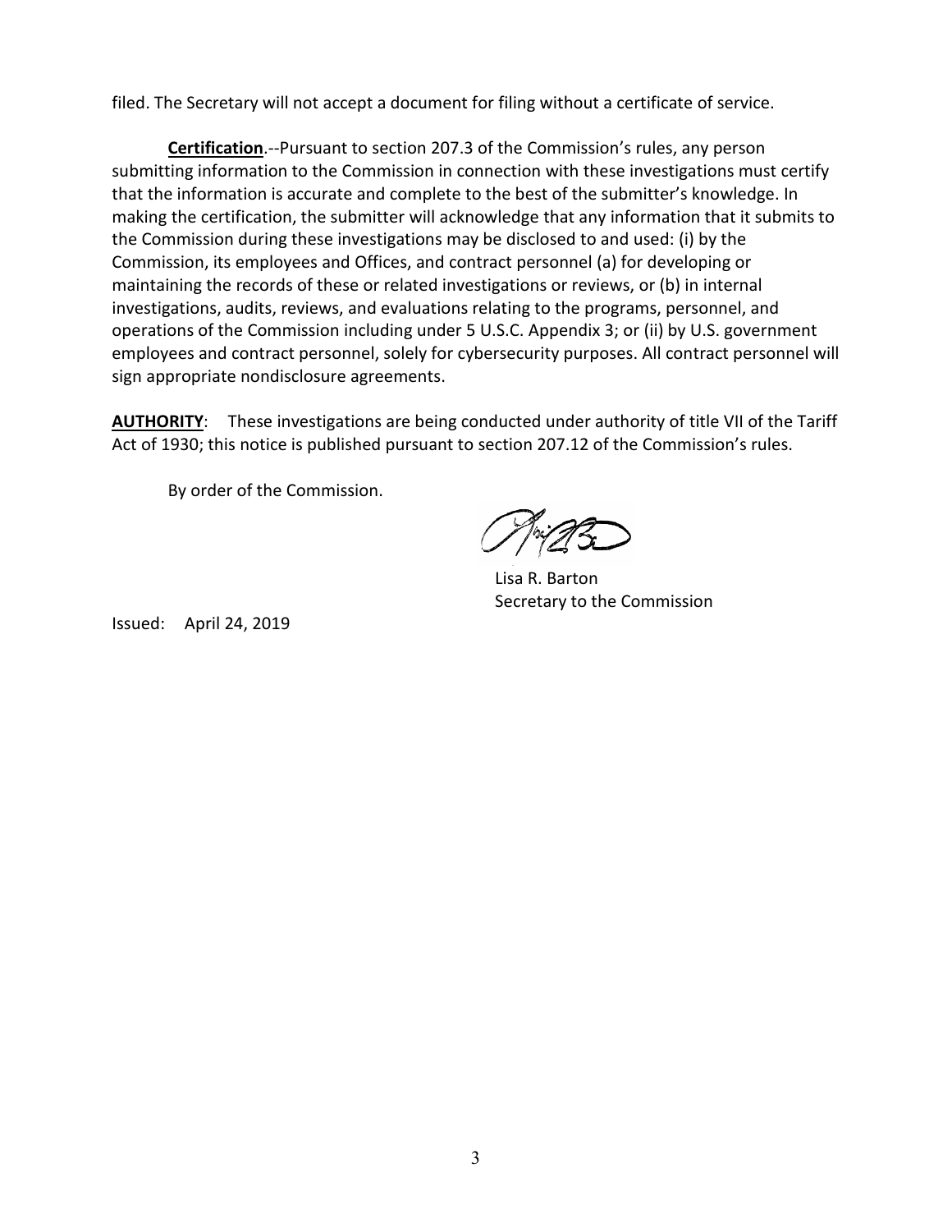filed. The Secretary will not accept a document for filing without a certificate of service.

**Certification**.--Pursuant to section 207.3 of the Commission's rules, any person submitting information to the Commission in connection with these investigations must certify that the information is accurate and complete to the best of the submitter's knowledge. In making the certification, the submitter will acknowledge that any information that it submits to the Commission during these investigations may be disclosed to and used: (i) by the Commission, its employees and Offices, and contract personnel (a) for developing or maintaining the records of these or related investigations or reviews, or (b) in internal investigations, audits, reviews, and evaluations relating to the programs, personnel, and operations of the Commission including under 5 U.S.C. Appendix 3; or (ii) by U.S. government employees and contract personnel, solely for cybersecurity purposes. All contract personnel will sign appropriate nondisclosure agreements.

**AUTHORITY**: These investigations are being conducted under authority of title VII of the Tariff Act of 1930; this notice is published pursuant to section 207.12 of the Commission's rules.

By order of the Commission.

Lisa R. Barton
Secretary to the Commission

Issued: April 24, 2019